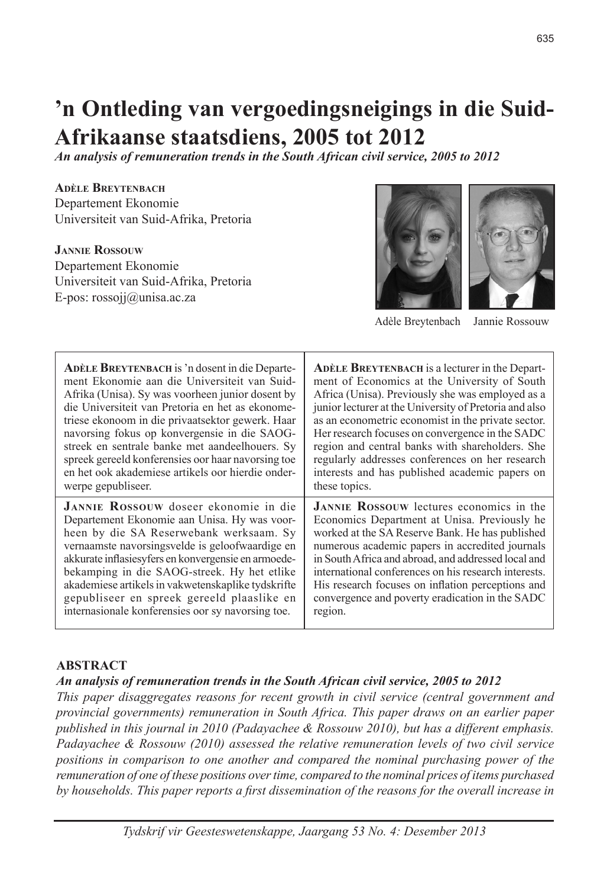# ’n Ontleding van vergoedingsneigings in die Suid-Afrikaanse staatsdiens, 2005 tot 2012

***An analysis of remuneration trends in the South African civil service, 2005 to 2012***

**Adèle Breytenbach**
Departement Ekonomie
Universiteit van Suid-Afrika, Pretoria

**Jannie Rossouw**
Departement Ekonomie
Universiteit van Suid-Afrika, Pretoria
E-pos: rossojj@unisa.ac.za

Adèle Breytenbach    Jannie Rossouw

| | |
|---|---|
| **Adèle Breytenbach** is ’n dosent in die Departement Ekonomie aan die Universiteit van Suid-Afrika (Unisa). Sy was voorheen junior dosent by die Universiteit van Pretoria en het as ekonometriese ekonoom in die privaatsektor gewerk. Haar navorsing fokus op konvergensie in die SAOG-streek en sentrale banke met aandeelhouers. Sy spreek gereeld konferensies oor haar navorsing toe en het ook akademiese artikels oor hierdie onderwerpe gepubliseer. | **Adèle Breytenbach** is a lecturer in the Department of Economics at the University of South Africa (Unisa). Previously she was employed as a junior lecturer at the University of Pretoria and also as an econometric economist in the private sector. Her research focuses on convergence in the SADC region and central banks with shareholders. She regularly addresses conferences on her research interests and has published academic papers on these topics. |
| **Jannie Rossouw** doseer ekonomie in die Departement Ekonomie aan Unisa. Hy was voorheen by die SA Reserwebank werksaam. Sy vernaamste navorsingsvelde is geloofwaardige en akkurate inflasiesyfers en konvergensie en armoedebekamping in die SAOG-streek. Hy het etlike akademiese artikels in vakwetenskaplike tydskrifte gepubliseer en spreek gereeld plaaslike en internasionale konferensies oor sy navorsing toe. | **Jannie Rossouw** lectures economics in the Economics Department at Unisa. Previously he worked at the SA Reserve Bank. He has published numerous academic papers in accredited journals in South Africa and abroad, and addressed local and international conferences on his research interests. His research focuses on inflation perceptions and convergence and poverty eradication in the SADC region. |

## ABSTRACT

***An analysis of remuneration trends in the South African civil service, 2005 to 2012***

*This paper disaggregates reasons for recent growth in civil service (central government and provincial governments) remuneration in South Africa. This paper draws on an earlier paper published in this journal in 2010 (Padayachee & Rossouw 2010), but has a different emphasis. Padayachee & Rossouw (2010) assessed the relative remuneration levels of two civil service positions in comparison to one another and compared the nominal purchasing power of the remuneration of one of these positions over time, compared to the nominal prices of items purchased by households. This paper reports a first dissemination of the reasons for the overall increase in*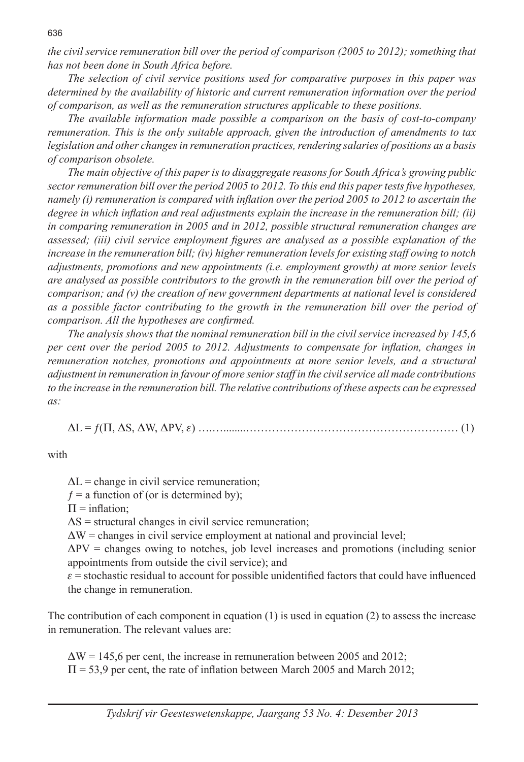*the civil service remuneration bill over the period of comparison (2005 to 2012); something that has not been done in South Africa before.*

*The selection of civil service positions used for comparative purposes in this paper was determined by the availability of historic and current remuneration information over the period of comparison, as well as the remuneration structures applicable to these positions.*

*The available information made possible a comparison on the basis of cost-to-company remuneration. This is the only suitable approach, given the introduction of amendments to tax legislation and other changes in remuneration practices, rendering salaries of positions as a basis of comparison obsolete.*

*The main objective of this paper is to disaggregate reasons for South Africa's growing public sector remuneration bill over the period 2005 to 2012. To this end this paper tests five hypotheses, namely (i) remuneration is compared with inflation over the period 2005 to 2012 to ascertain the degree in which inflation and real adjustments explain the increase in the remuneration bill; (ii) in comparing remuneration in 2005 and in 2012, possible structural remuneration changes are assessed; (iii) civil service employment figures are analysed as a possible explanation of the increase in the remuneration bill; (iv) higher remuneration levels for existing staff owing to notch adjustments, promotions and new appointments (i.e. employment growth) at more senior levels are analysed as possible contributors to the growth in the remuneration bill over the period of comparison; and (v) the creation of new government departments at national level is considered as a possible factor contributing to the growth in the remuneration bill over the period of comparison. All the hypotheses are confirmed.*

*The analysis shows that the nominal remuneration bill in the civil service increased by 145,6 per cent over the period 2005 to 2012. Adjustments to compensate for inflation, changes in remuneration notches, promotions and appointments at more senior levels, and a structural adjustment in remuneration in favour of more senior staff in the civil service all made contributions to the increase in the remuneration bill. The relative contributions of these aspects can be expressed as:*

$$\Delta L = f(\Pi, \Delta S, \Delta W, \Delta PV, \varepsilon) \qquad (1)$$

with

- $\Delta L$ = change in civil service remuneration;
- $f$ = a function of (or is determined by);
- $\Pi$ = inflation;
- $\Delta S$ = structural changes in civil service remuneration;
- $\Delta W$ = changes in civil service employment at national and provincial level;
- $\Delta PV$ = changes owing to notches, job level increases and promotions (including senior appointments from outside the civil service); and
- $\varepsilon$ = stochastic residual to account for possible unidentified factors that could have influenced the change in remuneration.

The contribution of each component in equation (1) is used in equation (2) to assess the increase in remuneration. The relevant values are:

- $\Delta W$ = 145,6 per cent, the increase in remuneration between 2005 and 2012;
- $\Pi$ = 53,9 per cent, the rate of inflation between March 2005 and March 2012;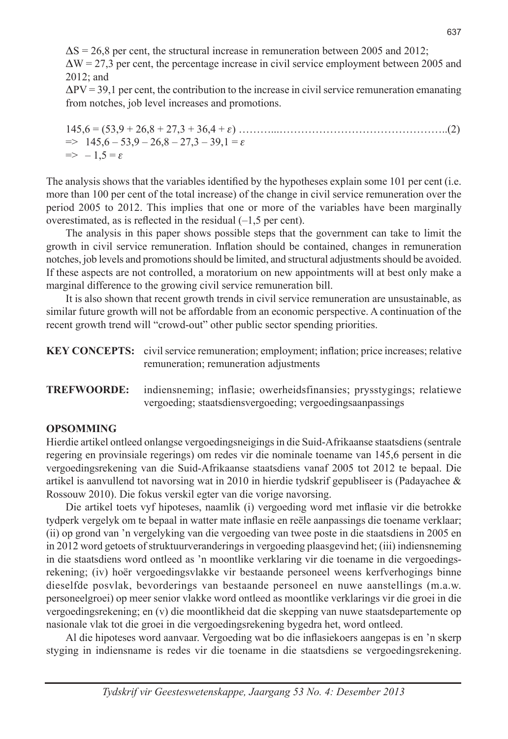$\Delta S$ = 26,8 per cent, the structural increase in remuneration between 2005 and 2012;

$\Delta W$ = 27,3 per cent, the percentage increase in civil service employment between 2005 and 2012; and

$\Delta PV$ = 39,1 per cent, the contribution to the increase in civil service remuneration emanating from notches, job level increases and promotions.

$$145{,}6 = (53{,}9 + 26{,}8 + 27{,}3 + 36{,}4 + \varepsilon) \quad \text{..........................................................} (2)$$

$$\Rightarrow \quad 145{,}6 - 53{,}9 - 26{,}8 - 27{,}3 - 39{,}1 = \varepsilon$$

$$\Rightarrow \quad -1{,}5 = \varepsilon$$

The analysis shows that the variables identified by the hypotheses explain some 101 per cent (i.e. more than 100 per cent of the total increase) of the change in civil service remuneration over the period 2005 to 2012. This implies that one or more of the variables have been marginally overestimated, as is reflected in the residual (–1,5 per cent).

The analysis in this paper shows possible steps that the government can take to limit the growth in civil service remuneration. Inflation should be contained, changes in remuneration notches, job levels and promotions should be limited, and structural adjustments should be avoided. If these aspects are not controlled, a moratorium on new appointments will at best only make a marginal difference to the growing civil service remuneration bill.

It is also shown that recent growth trends in civil service remuneration are unsustainable, as similar future growth will not be affordable from an economic perspective. A continuation of the recent growth trend will "crowd-out" other public sector spending priorities.

**KEY CONCEPTS:** civil service remuneration; employment; inflation; price increases; relative remuneration; remuneration adjustments

**TREFWOORDE:** indiensneming; inflasie; owerheidsfinansies; prysstygings; relatiewe vergoeding; staatsdiensvergoeding; vergoedingsaanpassings

## OPSOMMING

Hierdie artikel ontleed onlangse vergoedingsneigings in die Suid-Afrikaanse staatsdiens (sentrale regering en provinsiale regerings) om redes vir die nominale toename van 145,6 persent in die vergoedingsrekening van die Suid-Afrikaanse staatsdiens vanaf 2005 tot 2012 te bepaal. Die artikel is aanvullend tot navorsing wat in 2010 in hierdie tydskrif gepubliseer is (Padayachee & Rossouw 2010). Die fokus verskil egter van die vorige navorsing.

Die artikel toets vyf hipoteses, naamlik (i) vergoeding word met inflasie vir die betrokke tydperk vergelyk om te bepaal in watter mate inflasie en reële aanpassings die toename verklaar; (ii) op grond van 'n vergelyking van die vergoeding van twee poste in die staatsdiens in 2005 en in 2012 word getoets of struktuurveranderings in vergoeding plaasgevind het; (iii) indiensneming in die staatsdiens word ontleed as 'n moontlike verklaring vir die toename in die vergoedingsrekening; (iv) hoër vergoedingsvlakke vir bestaande personeel weens kerfverhogings binne dieselfde posvlak, bevorderings van bestaande personeel en nuwe aanstellings (m.a.w. personeelgroei) op meer senior vlakke word ontleed as moontlike verklarings vir die groei in die vergoedingsrekening; en (v) die moontlikheid dat die skepping van nuwe staatsdepartemente op nasionale vlak tot die groei in die vergoedingsrekening bygedra het, word ontleed.

Al die hipoteses word aanvaar. Vergoeding wat bo die inflasiekoers aangepas is en 'n skerp styging in indiensname is redes vir die toename in die staatsdiens se vergoedingsrekening.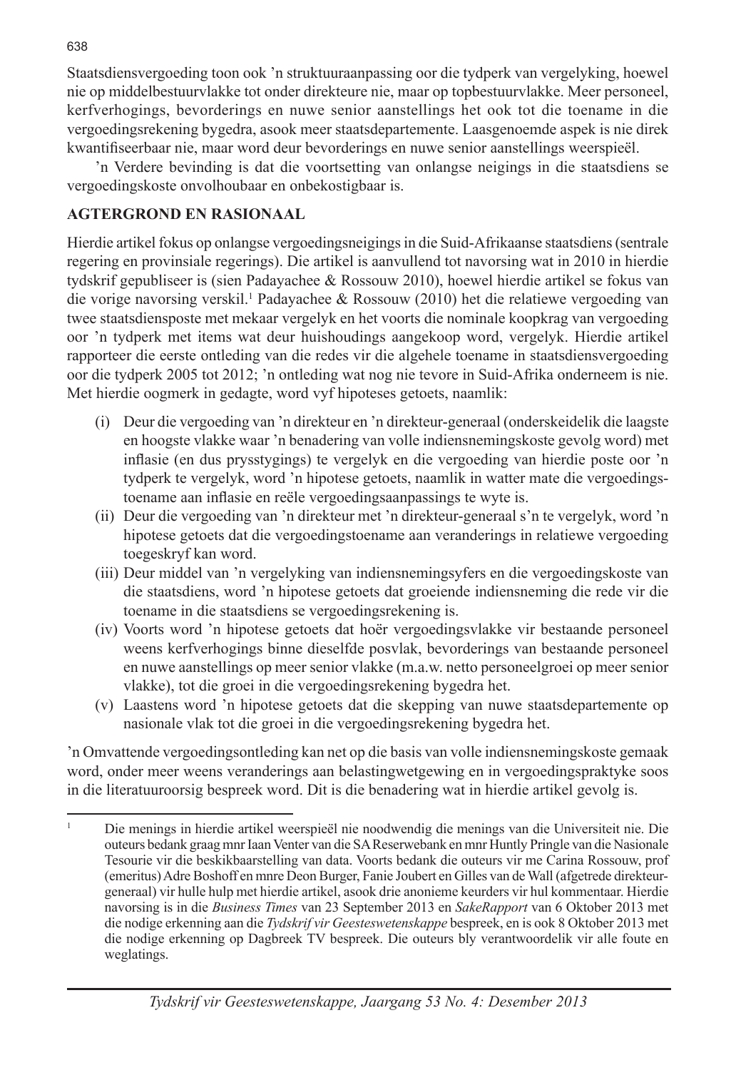Staatsdiensvergoeding toon ook 'n struktuuraanpassing oor die tydperk van vergelyking, hoewel nie op middelbestuurvlakke tot onder direkteure nie, maar op topbestuurvlakke. Meer personeel, kerfverhogings, bevorderings en nuwe senior aanstellings het ook tot die toename in die vergoedingsrekening bygedra, asook meer staatsdepartemente. Laasgenoemde aspek is nie direk kwantifiseerbaar nie, maar word deur bevorderings en nuwe senior aanstellings weerspieël.

'n Verdere bevinding is dat die voortsetting van onlangse neigings in die staatsdiens se vergoedingskoste onvolhoubaar en onbekostigbaar is.

## AGTERGROND EN RASIONAAL

Hierdie artikel fokus op onlangse vergoedingsneigings in die Suid-Afrikaanse staatsdiens (sentrale regering en provinsiale regerings). Die artikel is aanvullend tot navorsing wat in 2010 in hierdie tydskrif gepubliseer is (sien Padayachee & Rossouw 2010), hoewel hierdie artikel se fokus van die vorige navorsing verskil.[1] Padayachee & Rossouw (2010) het die relatiewe vergoeding van twee staatsdiensposte met mekaar vergelyk en het voorts die nominale koopkrag van vergoeding oor 'n tydperk met items wat deur huishoudings aangekoop word, vergelyk. Hierdie artikel rapporteer die eerste ontleding van die redes vir die algehele toename in staatsdiensvergoeding oor die tydperk 2005 tot 2012; 'n ontleding wat nog nie tevore in Suid-Afrika onderneem is nie. Met hierdie oogmerk in gedagte, word vyf hipoteses getoets, naamlik:

(i) Deur die vergoeding van 'n direkteur en 'n direkteur-generaal (onderskeidelik die laagste en hoogste vlakke waar 'n benadering van volle indiensnemingskoste gevolg word) met inflasie (en dus prysstygings) te vergelyk en die vergoeding van hierdie poste oor 'n tydperk te vergelyk, word 'n hipotese getoets, naamlik in watter mate die vergoedingstoename aan inflasie en reële vergoedingsaanpassings te wyte is.

(ii) Deur die vergoeding van 'n direkteur met 'n direkteur-generaal s'n te vergelyk, word 'n hipotese getoets dat die vergoedingstoename aan veranderings in relatiewe vergoeding toegeskryf kan word.

(iii) Deur middel van 'n vergelyking van indiensnemingsyfers en die vergoedingskoste van die staatsdiens, word 'n hipotese getoets dat groeiende indiensneming die rede vir die toename in die staatsdiens se vergoedingsrekening is.

(iv) Voorts word 'n hipotese getoets dat hoër vergoedingsvlakke vir bestaande personeel weens kerfverhogings binne dieselfde posvlak, bevorderings van bestaande personeel en nuwe aanstellings op meer senior vlakke (m.a.w. netto personeelgroei op meer senior vlakke), tot die groei in die vergoedingsrekening bygedra het.

(v) Laastens word 'n hipotese getoets dat die skepping van nuwe staatsdepartemente op nasionale vlak tot die groei in die vergoedingsrekening bygedra het.

'n Omvattende vergoedingsontleding kan net op die basis van volle indiensnemingskoste gemaak word, onder meer weens veranderings aan belastingwetgewing en in vergoedingspraktyke soos in die literatuuroorsig bespreek word. Dit is die benadering wat in hierdie artikel gevolg is.

---

[1] Die menings in hierdie artikel weerspieël nie noodwendig die menings van die Universiteit nie. Die outeurs bedank graag mnr Iaan Venter van die SA Reserwebank en mnr Huntly Pringle van die Nasionale Tesourie vir die beskikbaarstelling van data. Voorts bedank die outeurs vir me Carina Rossouw, prof (emeritus) Adre Boshoff en mnre Deon Burger, Fanie Joubert en Gilles van de Wall (afgetrede direkteur-generaal) vir hulle hulp met hierdie artikel, asook drie anonieme keurders vir hul kommentaar. Hierdie navorsing is in die *Business Times* van 23 September 2013 en *SakeRapport* van 6 Oktober 2013 met die nodige erkenning aan die *Tydskrif vir Geesteswetenskappe* bespreek, en is ook 8 Oktober 2013 met die nodige erkenning op Dagbreek TV bespreek. Die outeurs bly verantwoordelik vir alle foute en weglatings.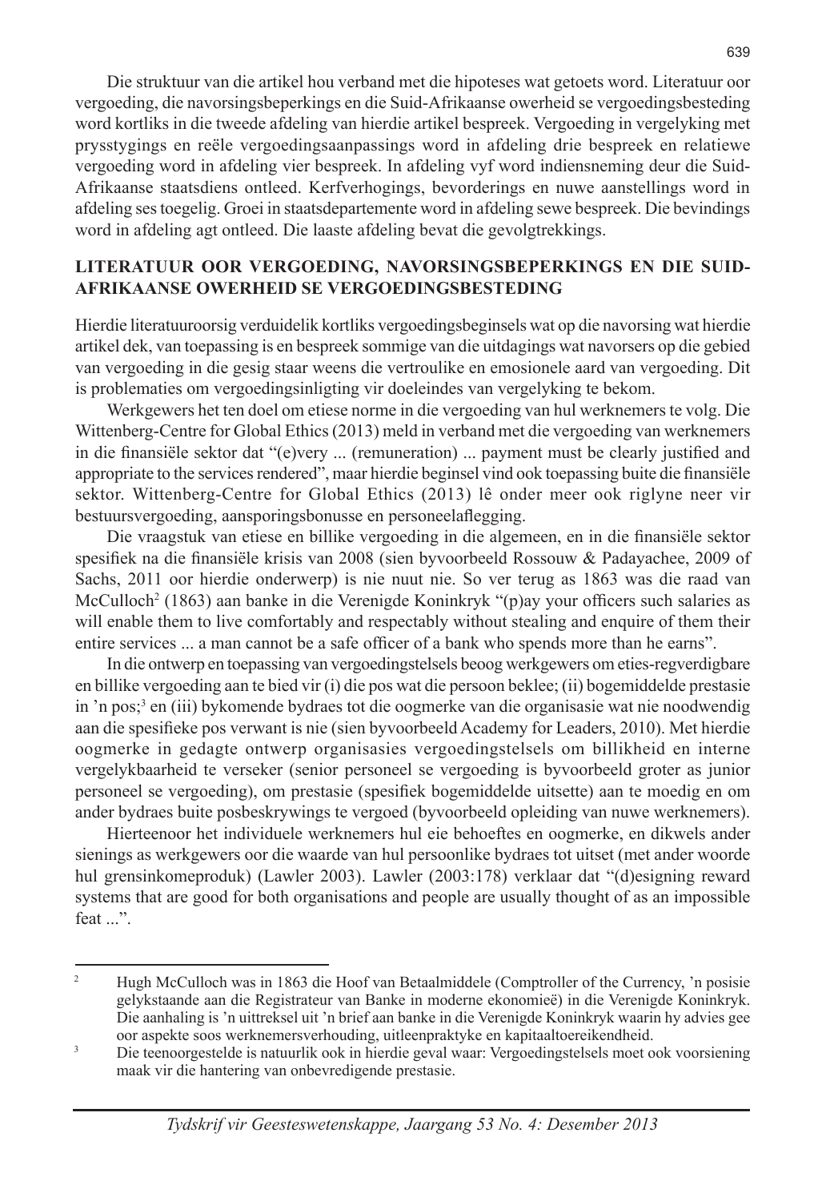Die struktuur van die artikel hou verband met die hipoteses wat getoets word. Literatuur oor vergoeding, die navorsingsbeperkings en die Suid-Afrikaanse owerheid se vergoedingsbesteding word kortliks in die tweede afdeling van hierdie artikel bespreek. Vergoeding in vergelyking met prysstygings en reële vergoedingsaanpassings word in afdeling drie bespreek en relatiewe vergoeding word in afdeling vier bespreek. In afdeling vyf word indiensneming deur die Suid-Afrikaanse staatsdiens ontleed. Kerfverhogings, bevorderings en nuwe aanstellings word in afdeling ses toegelig. Groei in staatsdepartemente word in afdeling sewe bespreek. Die bevindings word in afdeling agt ontleed. Die laaste afdeling bevat die gevolgtrekkings.

## LITERATUUR OOR VERGOEDING, NAVORSINGSBEPERKINGS EN DIE SUID-AFRIKAANSE OWERHEID SE VERGOEDINGSBESTEDING

Hierdie literatuuroorsig verduidelik kortliks vergoedingsbeginsels wat op die navorsing wat hierdie artikel dek, van toepassing is en bespreek sommige van die uitdagings wat navorsers op die gebied van vergoeding in die gesig staar weens die vertroulike en emosionele aard van vergoeding. Dit is problematies om vergoedingsinligting vir doeleindes van vergelyking te bekom.

Werkgewers het ten doel om etiese norme in die vergoeding van hul werknemers te volg. Die Wittenberg-Centre for Global Ethics (2013) meld in verband met die vergoeding van werknemers in die finansiële sektor dat "(e)very ... (remuneration) ... payment must be clearly justified and appropriate to the services rendered", maar hierdie beginsel vind ook toepassing buite die finansiële sektor. Wittenberg-Centre for Global Ethics (2013) lê onder meer ook riglyne neer vir bestuursvergoeding, aansporingsbonusse en personeelaflegging.

Die vraagstuk van etiese en billike vergoeding in die algemeen, en in die finansiële sektor spesifiek na die finansiële krisis van 2008 (sien byvoorbeeld Rossouw & Padayachee, 2009 of Sachs, 2011 oor hierdie onderwerp) is nie nuut nie. So ver terug as 1863 was die raad van McCulloch[2] (1863) aan banke in die Verenigde Koninkryk "(p)ay your officers such salaries as will enable them to live comfortably and respectably without stealing and enquire of them their entire services ... a man cannot be a safe officer of a bank who spends more than he earns".

In die ontwerp en toepassing van vergoedingstelsels beoog werkgewers om eties-regverdigbare en billike vergoeding aan te bied vir (i) die pos wat die persoon beklee; (ii) bogemiddelde prestasie in 'n pos;[3] en (iii) bykomende bydraes tot die oogmerke van die organisasie wat nie noodwendig aan die spesifieke pos verwant is nie (sien byvoorbeeld Academy for Leaders, 2010). Met hierdie oogmerke in gedagte ontwerp organisasies vergoedingstelsels om billikheid en interne vergelykbaarheid te verseker (senior personeel se vergoeding is byvoorbeeld groter as junior personeel se vergoeding), om prestasie (spesifiek bogemiddelde uitsette) aan te moedig en om ander bydraes buite posbeskrywings te vergoed (byvoorbeeld opleiding van nuwe werknemers).

Hierteenoor het individuele werknemers hul eie behoeftes en oogmerke, en dikwels ander sienings as werkgewers oor die waarde van hul persoonlike bydraes tot uitset (met ander woorde hul grensinkomeproduk) (Lawler 2003). Lawler (2003:178) verklaar dat "(d)esigning reward systems that are good for both organisations and people are usually thought of as an impossible feat ...".

---

[2] Hugh McCulloch was in 1863 die Hoof van Betaalmiddele (Comptroller of the Currency, 'n posisie gelykstaande aan die Registrateur van Banke in moderne ekonomieë) in die Verenigde Koninkryk. Die aanhaling is 'n uittreksel uit 'n brief aan banke in die Verenigde Koninkryk waarin hy advies gee oor aspekte soos werknemersverhouding, uitleenpraktyke en kapitaaltoereikendheid.

[3] Die teenoorgestelde is natuurlik ook in hierdie geval waar: Vergoedingstelsels moet ook voorsiening maak vir die hantering van onbevredigende prestasie.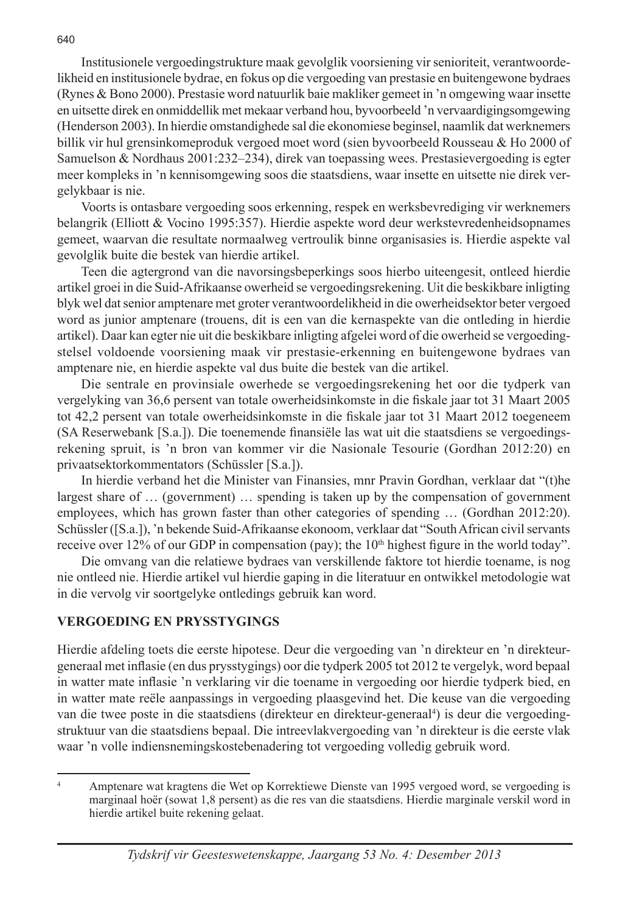Institusionele vergoedingstrukture maak gevolglik voorsiening vir senioriteit, verantwoordelikheid en institusionele bydrae, en fokus op die vergoeding van prestasie en buitengewone bydraes (Rynes & Bono 2000). Prestasie word natuurlik baie makliker gemeet in 'n omgewing waar insette en uitsette direk en onmiddellik met mekaar verband hou, byvoorbeeld 'n vervaardigingsomgewing (Henderson 2003). In hierdie omstandighede sal die ekonomiese beginsel, naamlik dat werknemers billik vir hul grensinkomeproduk vergoed moet word (sien byvoorbeeld Rousseau & Ho 2000 of Samuelson & Nordhaus 2001:232–234), direk van toepassing wees. Prestasievergoeding is egter meer kompleks in 'n kennisomgewing soos die staatsdiens, waar insette en uitsette nie direk vergelykbaar is nie.

Voorts is ontasbare vergoeding soos erkenning, respek en werksbevrediging vir werknemers belangrik (Elliott & Vocino 1995:357). Hierdie aspekte word deur werkstevredenheidsopnames gemeet, waarvan die resultate normaalweg vertroulik binne organisasies is. Hierdie aspekte val gevolglik buite die bestek van hierdie artikel.

Teen die agtergrond van die navorsingsbeperkings soos hierbo uiteengesit, ontleed hierdie artikel groei in die Suid-Afrikaanse owerheid se vergoedingsrekening. Uit die beskikbare inligting blyk wel dat senior amptenare met groter verantwoordelikheid in die owerheidsektor beter vergoed word as junior amptenare (trouens, dit is een van die kernaspekte van die ontleding in hierdie artikel). Daar kan egter nie uit die beskikbare inligting afgelei word of die owerheid se vergoedingstelsel voldoende voorsiening maak vir prestasie-erkenning en buitengewone bydraes van amptenare nie, en hierdie aspekte val dus buite die bestek van die artikel.

Die sentrale en provinsiale owerhede se vergoedingsrekening het oor die tydperk van vergelyking van 36,6 persent van totale owerheidsinkomste in die fiskale jaar tot 31 Maart 2005 tot 42,2 persent van totale owerheidsinkomste in die fiskale jaar tot 31 Maart 2012 toegeneem (SA Reserwebank [S.a.]). Die toenemende finansiële las wat uit die staatsdiens se vergoedingsrekening spruit, is 'n bron van kommer vir die Nasionale Tesourie (Gordhan 2012:20) en privaatsektorkommentators (Schüssler [S.a.]).

In hierdie verband het die Minister van Finansies, mnr Pravin Gordhan, verklaar dat "(t)he largest share of … (government) … spending is taken up by the compensation of government employees, which has grown faster than other categories of spending … (Gordhan 2012:20). Schüssler ([S.a.]), 'n bekende Suid-Afrikaanse ekonoom, verklaar dat "South African civil servants receive over 12% of our GDP in compensation (pay); the 10th highest figure in the world today".

Die omvang van die relatiewe bydraes van verskillende faktore tot hierdie toename, is nog nie ontleed nie. Hierdie artikel vul hierdie gaping in die literatuur en ontwikkel metodologie wat in die vervolg vir soortgelyke ontledings gebruik kan word.

## VERGOEDING EN PRYSSTYGINGS

Hierdie afdeling toets die eerste hipotese. Deur die vergoeding van 'n direkteur en 'n direkteurgeneraal met inflasie (en dus prysstygings) oor die tydperk 2005 tot 2012 te vergelyk, word bepaal in watter mate inflasie 'n verklaring vir die toename in vergoeding oor hierdie tydperk bied, en in watter mate reële aanpassings in vergoeding plaasgevind het. Die keuse van die vergoeding van die twee poste in die staatsdiens (direkteur en direkteur-generaal[4]) is deur die vergoedingstruktuur van die staatsdiens bepaal. Die intreevlakvergoeding van 'n direkteur is die eerste vlak waar 'n volle indiensnemingskostebenadering tot vergoeding volledig gebruik word.

[4] Amptenare wat kragtens die Wet op Korrektiewe Dienste van 1995 vergoed word, se vergoeding is marginaal hoër (sowat 1,8 persent) as die res van die staatsdiens. Hierdie marginale verskil word in hierdie artikel buite rekening gelaat.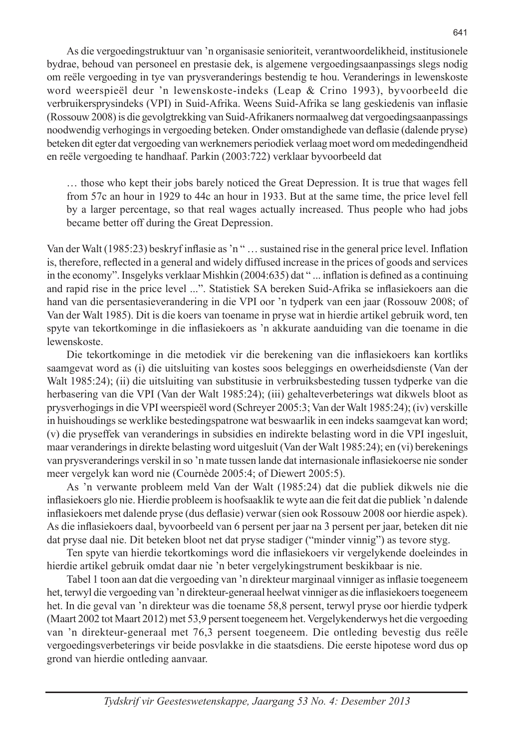As die vergoedingstruktuur van 'n organisasie senioriteit, verantwoordelikheid, institusionele bydrae, behoud van personeel en prestasie dek, is algemene vergoedingsaanpassings slegs nodig om reële vergoeding in tye van prysveranderings bestendig te hou. Veranderings in lewenskoste word weerspieël deur 'n lewenskoste-indeks (Leap & Crino 1993), byvoorbeeld die verbruikersprysindeks (VPI) in Suid-Afrika. Weens Suid-Afrika se lang geskiedenis van inflasie (Rossouw 2008) is die gevolgtrekking van Suid-Afrikaners normaalweg dat vergoedingsaanpassings noodwendig verhogings in vergoeding beteken. Onder omstandighede van deflasie (dalende pryse) beteken dit egter dat vergoeding van werknemers periodiek verlaag moet word om mededingendheid en reële vergoeding te handhaaf. Parkin (2003:722) verklaar byvoorbeeld dat

> … those who kept their jobs barely noticed the Great Depression. It is true that wages fell from 57c an hour in 1929 to 44c an hour in 1933. But at the same time, the price level fell by a larger percentage, so that real wages actually increased. Thus people who had jobs became better off during the Great Depression.

Van der Walt (1985:23) beskryf inflasie as 'n " … sustained rise in the general price level. Inflation is, therefore, reflected in a general and widely diffused increase in the prices of goods and services in the economy". Insgelyks verklaar Mishkin (2004:635) dat " ... inflation is defined as a continuing and rapid rise in the price level ...". Statistiek SA bereken Suid-Afrika se inflasiekoers aan die hand van die persentasieverandering in die VPI oor 'n tydperk van een jaar (Rossouw 2008; of Van der Walt 1985). Dit is die koers van toename in pryse wat in hierdie artikel gebruik word, ten spyte van tekortkominge in die inflasiekoers as 'n akkurate aanduiding van die toename in die lewenskoste.

Die tekortkominge in die metodiek vir die berekening van die inflasiekoers kan kortliks saamgevat word as (i) die uitsluiting van kostes soos beleggings en owerheidsdienste (Van der Walt 1985:24); (ii) die uitsluiting van substitusie in verbruiksbesteding tussen tydperke van die herbasering van die VPI (Van der Walt 1985:24); (iii) gehalteverbeterings wat dikwels bloot as prysverhogings in die VPI weerspieël word (Schreyer 2005:3; Van der Walt 1985:24); (iv) verskille in huishoudings se werklike bestedingspatrone wat beswaarlik in een indeks saamgevat kan word; (v) die pryseffek van veranderings in subsidies en indirekte belasting word in die VPI ingesluit, maar veranderings in direkte belasting word uitgesluit (Van der Walt 1985:24); en (vi) berekenings van prysveranderings verskil in so 'n mate tussen lande dat internasionale inflasiekoerse nie sonder meer vergelyk kan word nie (Cournède 2005:4; of Diewert 2005:5).

As 'n verwante probleem meld Van der Walt (1985:24) dat die publiek dikwels nie die inflasiekoers glo nie. Hierdie probleem is hoofsaaklik te wyte aan die feit dat die publiek 'n dalende inflasiekoers met dalende pryse (dus deflasie) verwar (sien ook Rossouw 2008 oor hierdie aspek). As die inflasiekoers daal, byvoorbeeld van 6 persent per jaar na 3 persent per jaar, beteken dit nie dat pryse daal nie. Dit beteken bloot net dat pryse stadiger ("minder vinnig") as tevore styg.

Ten spyte van hierdie tekortkomings word die inflasiekoers vir vergelykende doeleindes in hierdie artikel gebruik omdat daar nie 'n beter vergelykingstrument beskikbaar is nie.

Tabel 1 toon aan dat die vergoeding van 'n direkteur marginaal vinniger as inflasie toegeneem het, terwyl die vergoeding van 'n direkteur-generaal heelwat vinniger as die inflasiekoers toegeneem het. In die geval van 'n direkteur was die toename 58,8 persent, terwyl pryse oor hierdie tydperk (Maart 2002 tot Maart 2012) met 53,9 persent toegeneem het. Vergelykenderwys het die vergoeding van 'n direkteur-generaal met 76,3 persent toegeneem. Die ontleding bevestig dus reële vergoedingsverbeterings vir beide posvlakke in die staatsdiens. Die eerste hipotese word dus op grond van hierdie ontleding aanvaar.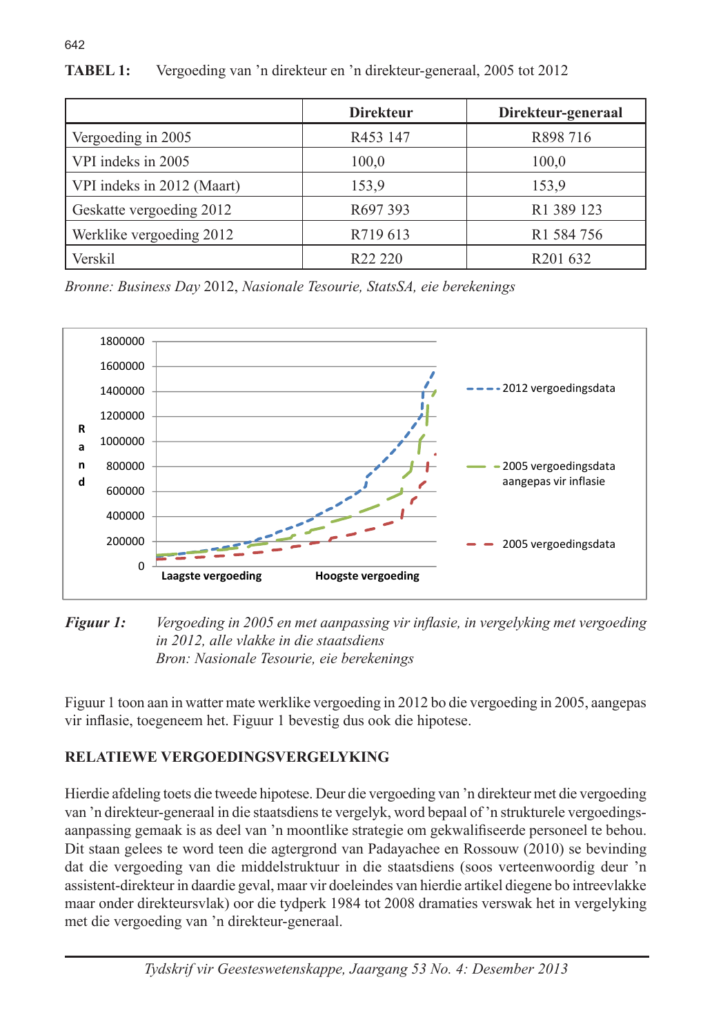**TABEL 1:** Vergoeding van 'n direkteur en 'n direkteur-generaal, 2005 tot 2012

| | Direkteur | Direkteur-generaal |
|---|---|---|
| Vergoeding in 2005 | R453 147 | R898 716 |
| VPI indeks in 2005 | 100,0 | 100,0 |
| VPI indeks in 2012 (Maart) | 153,9 | 153,9 |
| Geskatte vergoeding 2012 | R697 393 | R1 389 123 |
| Werklike vergoeding 2012 | R719 613 | R1 584 756 |
| Verskil | R22 220 | R201 632 |

*Bronne: Business Day* 2012, *Nasionale Tesourie, StatsSA, eie berekenings*

***Figuur 1:*** *Vergoeding in 2005 en met aanpassing vir inflasie, in vergelyking met vergoeding in 2012, alle vlakke in die staatsdiens*
*Bron: Nasionale Tesourie, eie berekenings*

Figuur 1 toon aan in watter mate werklike vergoeding in 2012 bo die vergoeding in 2005, aangepas vir inflasie, toegeneem het. Figuur 1 bevestig dus ook die hipotese.

## RELATIEWE VERGOEDINGSVERGELYKING

Hierdie afdeling toets die tweede hipotese. Deur die vergoeding van 'n direkteur met die vergoeding van 'n direkteur-generaal in die staatsdiens te vergelyk, word bepaal of 'n strukturele vergoedingsaanpassing gemaak is as deel van 'n moontlike strategie om gekwalifiseerde personeel te behou. Dit staan gelees te word teen die agtergrond van Padayachee en Rossouw (2010) se bevinding dat die vergoeding van die middelstruktuur in die staatsdiens (soos verteenwoordig deur 'n assistent-direkteur in daardie geval, maar vir doeleindes van hierdie artikel diegene bo intreevlakke maar onder direkteursvlak) oor die tydperk 1984 tot 2008 dramaties verswak het in vergelyking met die vergoeding van 'n direkteur-generaal.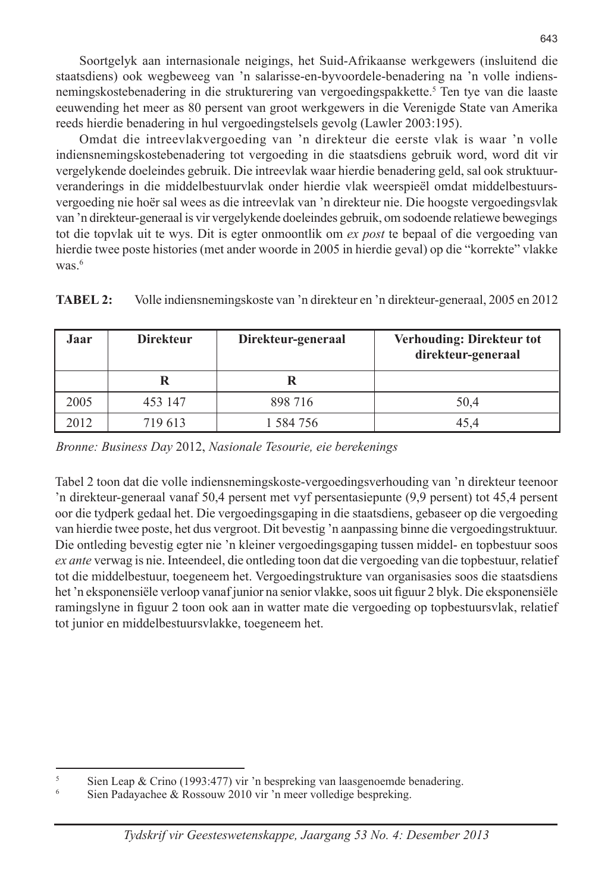Soortgelyk aan internasionale neigings, het Suid-Afrikaanse werkgewers (insluitend die staatsdiens) ook wegbeweeg van 'n salarisse-en-byvoordele-benadering na 'n volle indiensnemingskostebenadering in die strukturering van vergoedingspakkette.[5] Ten tye van die laaste eeuwending het meer as 80 persent van groot werkgewers in die Verenigde State van Amerika reeds hierdie benadering in hul vergoedingstelsels gevolg (Lawler 2003:195).

Omdat die intreevlakvergoeding van 'n direkteur die eerste vlak is waar 'n volle indiensnemingskostebenadering tot vergoeding in die staatsdiens gebruik word, word dit vir vergelykende doeleindes gebruik. Die intreevlak waar hierdie benadering geld, sal ook struktuurveranderings in die middelbestuurvlak onder hierdie vlak weerspieël omdat middelbestuursvergoeding nie hoër sal wees as die intreevlak van 'n direkteur nie. Die hoogste vergoedingsvlak van 'n direkteur-generaal is vir vergelykende doeleindes gebruik, om sodoende relatiewe bewegings tot die topvlak uit te wys. Dit is egter onmoontlik om *ex post* te bepaal of die vergoeding van hierdie twee poste histories (met ander woorde in 2005 in hierdie geval) op die "korrekte" vlakke was.[6]

**TABEL 2:** Volle indiensnemingskoste van 'n direkteur en 'n direkteur-generaal, 2005 en 2012

| Jaar | Direkteur | Direkteur-generaal | Verhouding: Direkteur tot direkteur-generaal |
|---|---|---|---|
| | R | R | |
| 2005 | 453 147 | 898 716 | 50,4 |
| 2012 | 719 613 | 1 584 756 | 45,4 |

*Bronne: Business Day* 2012, *Nasionale Tesourie, eie berekenings*

Tabel 2 toon dat die volle indiensnemingskoste-vergoedingsverhouding van 'n direkteur teenoor 'n direkteur-generaal vanaf 50,4 persent met vyf persentasiepunte (9,9 persent) tot 45,4 persent oor die tydperk gedaal het. Die vergoedingsgaping in die staatsdiens, gebaseer op die vergoeding van hierdie twee poste, het dus vergroot. Dit bevestig 'n aanpassing binne die vergoedingstruktuur. Die ontleding bevestig egter nie 'n kleiner vergoedingsgaping tussen middel- en topbestuur soos *ex ante* verwag is nie. Inteendeel, die ontleding toon dat die vergoeding van die topbestuur, relatief tot die middelbestuur, toegeneem het. Vergoedingstrukture van organisasies soos die staatsdiens het 'n eksponensiële verloop vanaf junior na senior vlakke, soos uit figuur 2 blyk. Die eksponensiële ramingslyne in figuur 2 toon ook aan in watter mate die vergoeding op topbestuursvlak, relatief tot junior en middelbestuursvlakke, toegeneem het.

---

[5] Sien Leap & Crino (1993:477) vir 'n bespreking van laasgenoemde benadering.

[6] Sien Padayachee & Rossouw 2010 vir 'n meer volledige bespreking.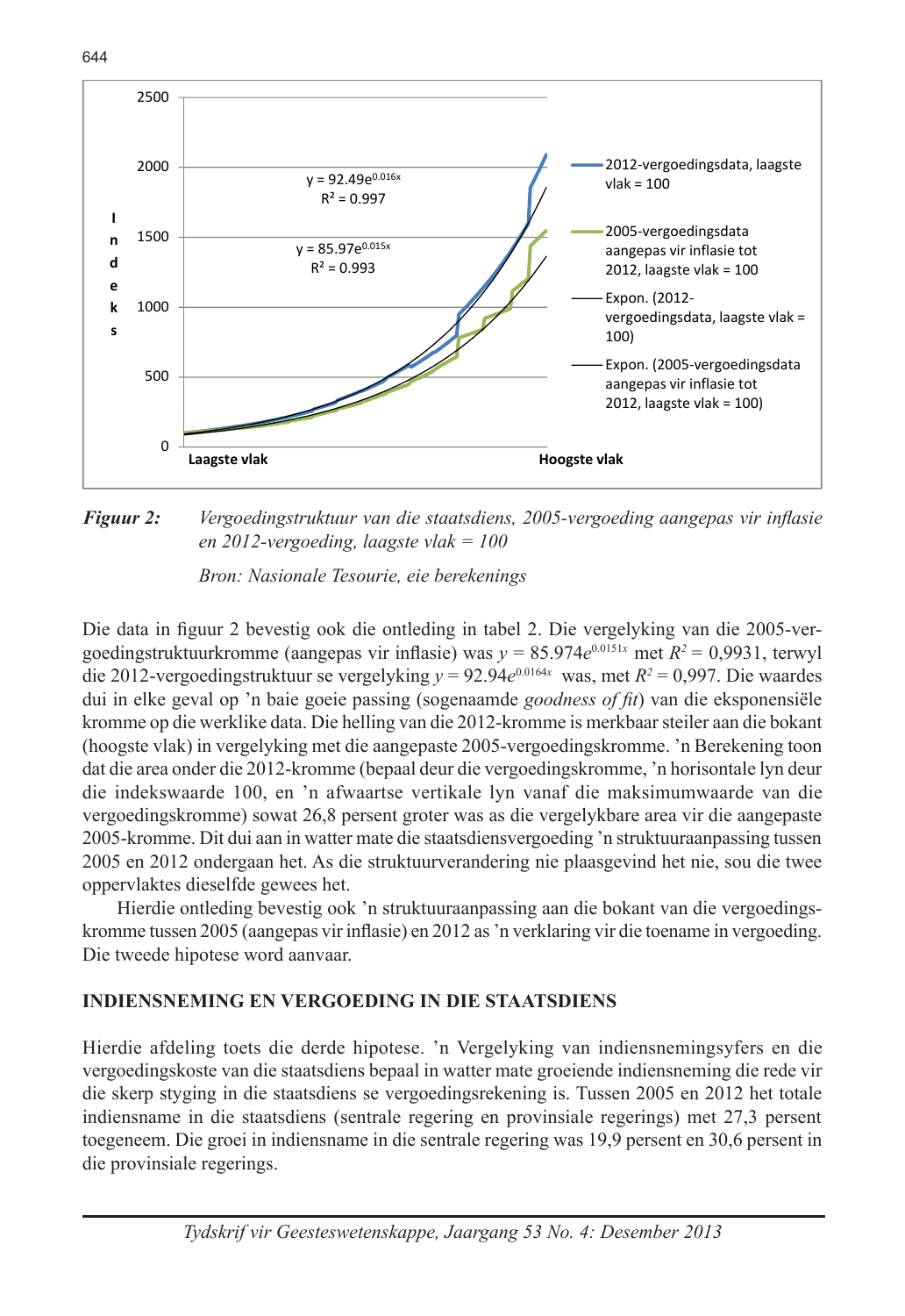**Figuur 2:** *Vergoedingstruktuur van die staatsdiens, 2005-vergoeding aangepas vir inflasie en 2012-vergoeding, laagste vlak = 100*

*Bron: Nasionale Tesourie, eie berekenings*

Die data in figuur 2 bevestig ook die ontleding in tabel 2. Die vergelyking van die 2005-vergoedingstruktuurkromme (aangepas vir inflasie) was $y = 85.974e^{0.0151x}$ met $R^2 = 0{,}9931$, terwyl die 2012-vergoedingstruktuur se vergelyking $y = 92.94e^{0.0164x}$ was, met $R^2 = 0{,}997$. Die waardes dui in elke geval op 'n baie goeie passing (sogenaamde *goodness of fit*) van die eksponensiële kromme op die werklike data. Die helling van die 2012-kromme is merkbaar steiler aan die bokant (hoogste vlak) in vergelyking met die aangepaste 2005-vergoedingskromme. 'n Berekening toon dat die area onder die 2012-kromme (bepaal deur die vergoedingskromme, 'n horisontale lyn deur die indekswaarde 100, en 'n afwaartse vertikale lyn vanaf die maksimumwaarde van die vergoedingskromme) sowat 26,8 persent groter was as die vergelykbare area vir die aangepaste 2005-kromme. Dit dui aan in watter mate die staatsdiensvergoeding 'n struktuuraanpassing tussen 2005 en 2012 ondergaan het. As die struktuurverandering nie plaasgevind het nie, sou die twee oppervlaktes dieselfde gewees het.

Hierdie ontleding bevestig ook 'n struktuuraanpassing aan die bokant van die vergoedingskromme tussen 2005 (aangepas vir inflasie) en 2012 as 'n verklaring vir die toename in vergoeding. Die tweede hipotese word aanvaar.

## INDIENSNEMING EN VERGOEDING IN DIE STAATSDIENS

Hierdie afdeling toets die derde hipotese. 'n Vergelyking van indiensnemingsyfers en die vergoedingskoste van die staatsdiens bepaal in watter mate groeiende indiensneming die rede vir die skerp styging in die staatsdiens se vergoedingsrekening is. Tussen 2005 en 2012 het totale indiensname in die staatsdiens (sentrale regering en provinsiale regerings) met 27,3 persent toegeneem. Die groei in indiensname in die sentrale regering was 19,9 persent en 30,6 persent in die provinsiale regerings.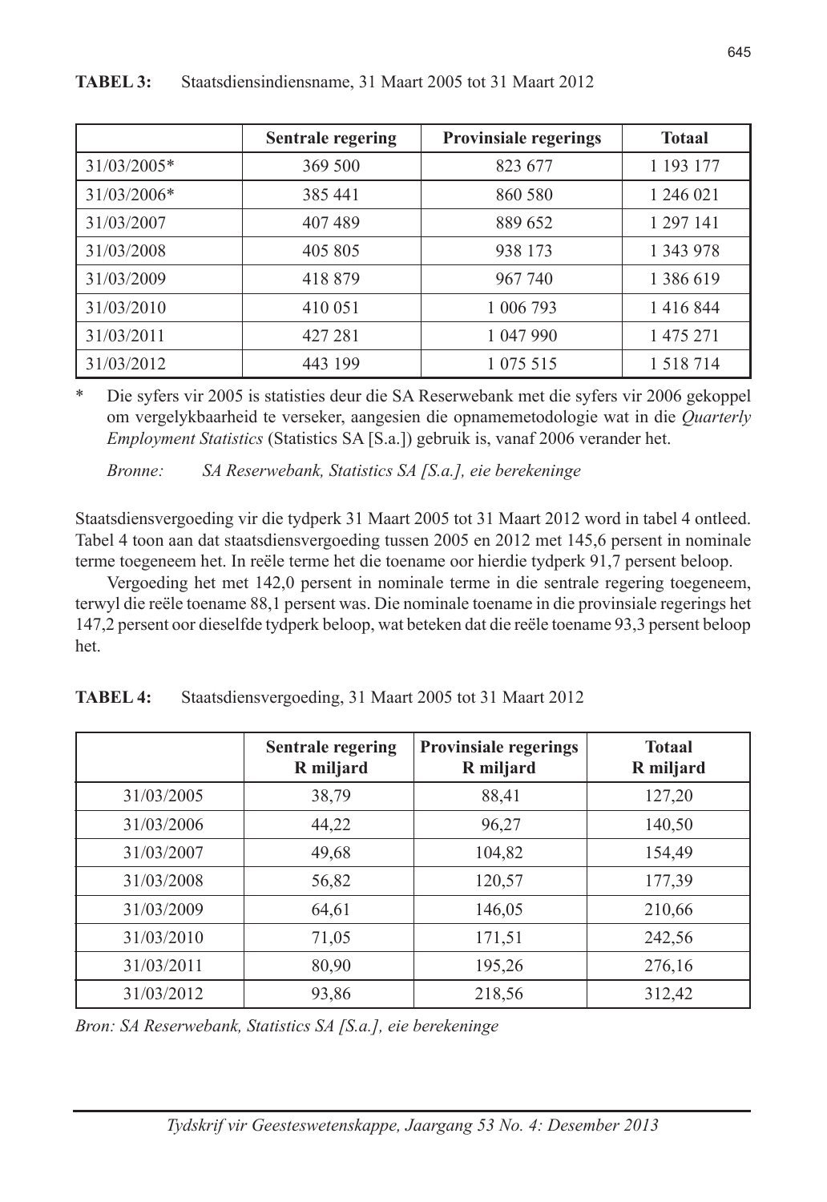**TABEL 3:** Staatsdiensindiensname, 31 Maart 2005 tot 31 Maart 2012

| | Sentrale regering | Provinsiale regerings | Totaal |
|---|---|---|---|
| 31/03/2005* | 369 500 | 823 677 | 1 193 177 |
| 31/03/2006* | 385 441 | 860 580 | 1 246 021 |
| 31/03/2007 | 407 489 | 889 652 | 1 297 141 |
| 31/03/2008 | 405 805 | 938 173 | 1 343 978 |
| 31/03/2009 | 418 879 | 967 740 | 1 386 619 |
| 31/03/2010 | 410 051 | 1 006 793 | 1 416 844 |
| 31/03/2011 | 427 281 | 1 047 990 | 1 475 271 |
| 31/03/2012 | 443 199 | 1 075 515 | 1 518 714 |

\* Die syfers vir 2005 is statisties deur die SA Reserwebank met die syfers vir 2006 gekoppel om vergelykbaarheid te verseker, aangesien die opnamemetodologie wat in die *Quarterly Employment Statistics* (Statistics SA [S.a.]) gebruik is, vanaf 2006 verander het.

*Bronne: SA Reserwebank, Statistics SA [S.a.], eie berekeninge*

Staatsdiensvergoeding vir die tydperk 31 Maart 2005 tot 31 Maart 2012 word in tabel 4 ontleed. Tabel 4 toon aan dat staatsdiensvergoeding tussen 2005 en 2012 met 145,6 persent in nominale terme toegeneem het. In reële terme het die toename oor hierdie tydperk 91,7 persent beloop.

Vergoeding het met 142,0 persent in nominale terme in die sentrale regering toegeneem, terwyl die reële toename 88,1 persent was. Die nominale toename in die provinsiale regerings het 147,2 persent oor dieselfde tydperk beloop, wat beteken dat die reële toename 93,3 persent beloop het.

**TABEL 4:** Staatsdiensvergoeding, 31 Maart 2005 tot 31 Maart 2012

| | Sentrale regering R miljard | Provinsiale regerings R miljard | Totaal R miljard |
|---|---|---|---|
| 31/03/2005 | 38,79 | 88,41 | 127,20 |
| 31/03/2006 | 44,22 | 96,27 | 140,50 |
| 31/03/2007 | 49,68 | 104,82 | 154,49 |
| 31/03/2008 | 56,82 | 120,57 | 177,39 |
| 31/03/2009 | 64,61 | 146,05 | 210,66 |
| 31/03/2010 | 71,05 | 171,51 | 242,56 |
| 31/03/2011 | 80,90 | 195,26 | 276,16 |
| 31/03/2012 | 93,86 | 218,56 | 312,42 |

*Bron: SA Reserwebank, Statistics SA [S.a.], eie berekeninge*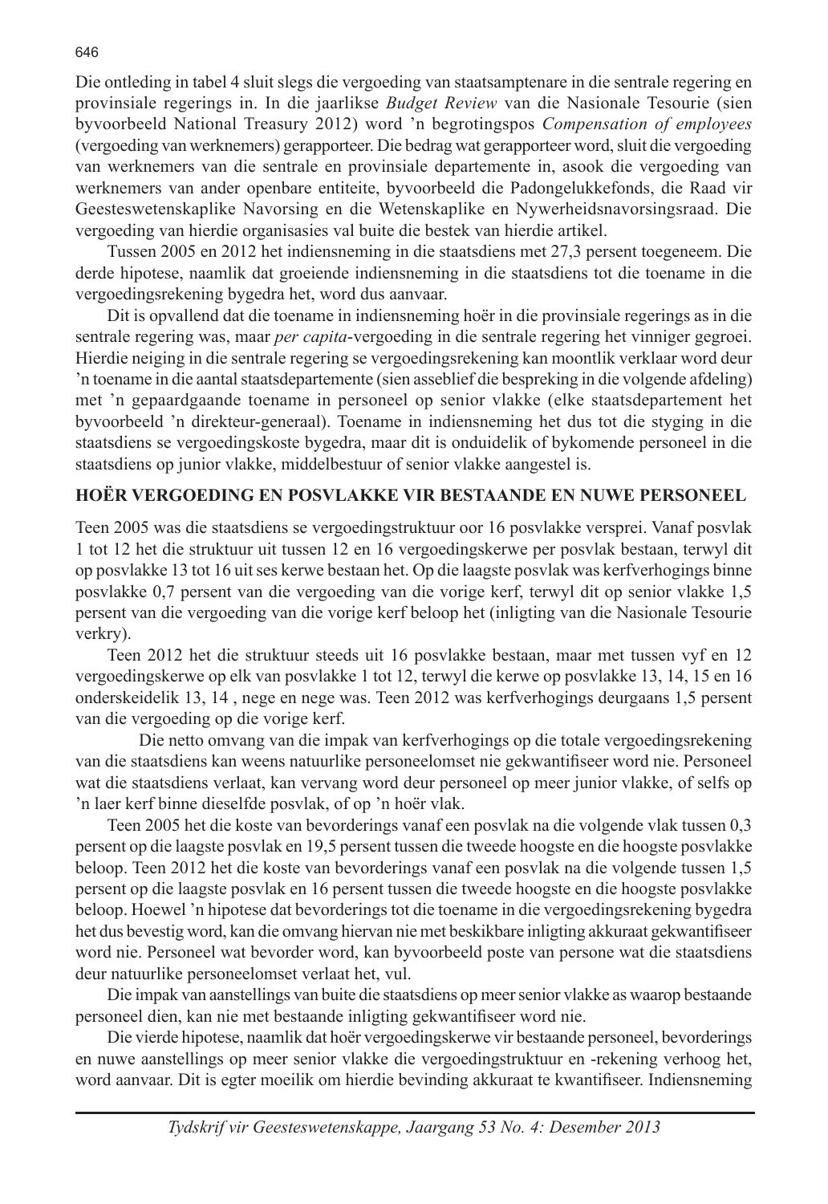Die ontleding in tabel 4 sluit slegs die vergoeding van staatsamptenare in die sentrale regering en provinsiale regerings in. In die jaarlikse *Budget Review* van die Nasionale Tesourie (sien byvoorbeeld National Treasury 2012) word 'n begrotingspos *Compensation of employees* (vergoeding van werknemers) gerapporteer. Die bedrag wat gerapporteer word, sluit die vergoeding van werknemers van die sentrale en provinsiale departemente in, asook die vergoeding van werknemers van ander openbare entiteite, byvoorbeeld die Padongelukkefonds, die Raad vir Geesteswetenskaplike Navorsing en die Wetenskaplike en Nywerheidsnavorsingsraad. Die vergoeding van hierdie organisasies val buite die bestek van hierdie artikel.

Tussen 2005 en 2012 het indiensneming in die staatsdiens met 27,3 persent toegeneem. Die derde hipotese, naamlik dat groeiende indiensneming in die staatsdiens tot die toename in die vergoedingsrekening bygedra het, word dus aanvaar.

Dit is opvallend dat die toename in indiensneming hoër in die provinsiale regerings as in die sentrale regering was, maar *per capita*-vergoeding in die sentrale regering het vinniger gegroei. Hierdie neiging in die sentrale regering se vergoedingsrekening kan moontlik verklaar word deur 'n toename in die aantal staatsdepartemente (sien asseblief die bespreking in die volgende afdeling) met 'n gepaardgaande toename in personeel op senior vlakke (elke staatsdepartement het byvoorbeeld 'n direkteur-generaal). Toename in indiensneming het dus tot die styging in die staatsdiens se vergoedingskoste bygedra, maar dit is onduidelik of bykomende personeel in die staatsdiens op junior vlakke, middelbestuur of senior vlakke aangestel is.

## HOËR VERGOEDING EN POSVLAKKE VIR BESTAANDE EN NUWE PERSONEEL

Teen 2005 was die staatsdiens se vergoedingstruktuur oor 16 posvlakke versprei. Vanaf posvlak 1 tot 12 het die struktuur uit tussen 12 en 16 vergoedingskerwe per posvlak bestaan, terwyl dit op posvlakke 13 tot 16 uit ses kerwe bestaan het. Op die laagste posvlak was kerfverhogings binne posvlakke 0,7 persent van die vergoeding van die vorige kerf, terwyl dit op senior vlakke 1,5 persent van die vergoeding van die vorige kerf beloop het (inligting van die Nasionale Tesourie verkry).

Teen 2012 het die struktuur steeds uit 16 posvlakke bestaan, maar met tussen vyf en 12 vergoedingskerwe op elk van posvlakke 1 tot 12, terwyl die kerwe op posvlakke 13, 14, 15 en 16 onderskeidelik 13, 14 , nege en nege was. Teen 2012 was kerfverhogings deurgaans 1,5 persent van die vergoeding op die vorige kerf.

Die netto omvang van die impak van kerfverhogings op die totale vergoedingsrekening van die staatsdiens kan weens natuurlike personeelomset nie gekwantifiseer word nie. Personeel wat die staatsdiens verlaat, kan vervang word deur personeel op meer junior vlakke, of selfs op 'n laer kerf binne dieselfde posvlak, of op 'n hoër vlak.

Teen 2005 het die koste van bevorderings vanaf een posvlak na die volgende vlak tussen 0,3 persent op die laagste posvlak en 19,5 persent tussen die tweede hoogste en die hoogste posvlakke beloop. Teen 2012 het die koste van bevorderings vanaf een posvlak na die volgende tussen 1,5 persent op die laagste posvlak en 16 persent tussen die tweede hoogste en die hoogste posvlakke beloop. Hoewel 'n hipotese dat bevorderings tot die toename in die vergoedingsrekening bygedra het dus bevestig word, kan die omvang hiervan nie met beskikbare inligting akkuraat gekwantifiseer word nie. Personeel wat bevorder word, kan byvoorbeeld poste van persone wat die staatsdiens deur natuurlike personeelomset verlaat het, vul.

Die impak van aanstellings van buite die staatsdiens op meer senior vlakke as waarop bestaande personeel dien, kan nie met bestaande inligting gekwantifiseer word nie.

Die vierde hipotese, naamlik dat hoër vergoedingskerwe vir bestaande personeel, bevorderings en nuwe aanstellings op meer senior vlakke die vergoedingstruktuur en -rekening verhoog het, word aanvaar. Dit is egter moeilik om hierdie bevinding akkuraat te kwantifiseer. Indiensneming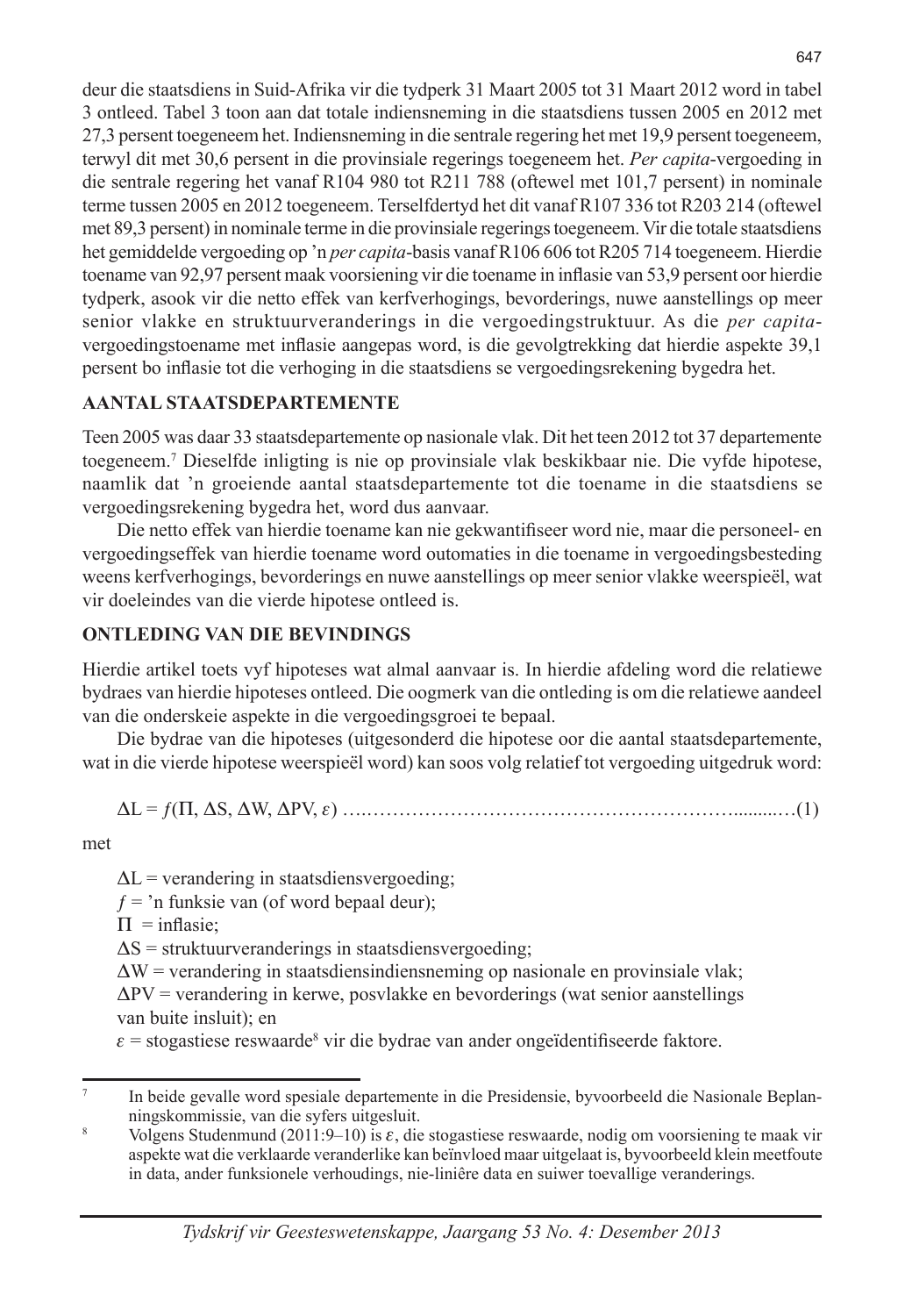deur die staatsdiens in Suid-Afrika vir die tydperk 31 Maart 2005 tot 31 Maart 2012 word in tabel 3 ontleed. Tabel 3 toon aan dat totale indiensneming in die staatsdiens tussen 2005 en 2012 met 27,3 persent toegeneem het. Indiensneming in die sentrale regering het met 19,9 persent toegeneem, terwyl dit met 30,6 persent in die provinsiale regerings toegeneem het. *Per capita*-vergoeding in die sentrale regering het vanaf R104 980 tot R211 788 (oftewel met 101,7 persent) in nominale terme tussen 2005 en 2012 toegeneem. Terselfdertyd het dit vanaf R107 336 tot R203 214 (oftewel met 89,3 persent) in nominale terme in die provinsiale regerings toegeneem. Vir die totale staatsdiens het gemiddelde vergoeding op 'n *per capita*-basis vanaf R106 606 tot R205 714 toegeneem. Hierdie toename van 92,97 persent maak voorsiening vir die toename in inflasie van 53,9 persent oor hierdie tydperk, asook vir die netto effek van kerfverhogings, bevorderings, nuwe aanstellings op meer senior vlakke en struktuurveranderings in die vergoedingstruktuur. As die *per capita*-vergoedingstoename met inflasie aangepas word, is die gevolgtrekking dat hierdie aspekte 39,1 persent bo inflasie tot die verhoging in die staatsdiens se vergoedingsrekening bygedra het.

## AANTAL STAATSDEPARTEMENTE

Teen 2005 was daar 33 staatsdepartemente op nasionale vlak. Dit het teen 2012 tot 37 departemente toegeneem.[7] Dieselfde inligting is nie op provinsiale vlak beskikbaar nie. Die vyfde hipotese, naamlik dat 'n groeiende aantal staatsdepartemente tot die toename in die staatsdiens se vergoedingsrekening bygedra het, word dus aanvaar.

Die netto effek van hierdie toename kan nie gekwantifiseer word nie, maar die personeel- en vergoedingseffek van hierdie toename word outomaties in die toename in vergoedingsbesteding weens kerfverhogings, bevorderings en nuwe aanstellings op meer senior vlakke weerspieël, wat vir doeleindes van die vierde hipotese ontleed is.

## ONTLEDING VAN DIE BEVINDINGS

Hierdie artikel toets vyf hipoteses wat almal aanvaar is. In hierdie afdeling word die relatiewe bydraes van hierdie hipoteses ontleed. Die oogmerk van die ontleding is om die relatiewe aandeel van die onderskeie aspekte in die vergoedingsgroei te bepaal.

Die bydrae van die hipoteses (uitgesonderd die hipotese oor die aantal staatsdepartemente, wat in die vierde hipotese weerspieël word) kan soos volg relatief tot vergoeding uitgedruk word:

$$\Delta L = f(\Pi, \Delta S, \Delta W, \Delta PV, \varepsilon) \qquad (1)$$

met

$\Delta L$ = verandering in staatsdiensvergoeding;
$f$ = 'n funksie van (of word bepaal deur);
$\Pi$ = inflasie;
$\Delta S$ = struktuurveranderings in staatsdiensvergoeding;
$\Delta W$ = verandering in staatsdiensindiensneming op nasionale en provinsiale vlak;
$\Delta PV$ = verandering in kerwe, posvlakke en bevorderings (wat senior aanstellings van buite insluit); en
$\varepsilon$ = stogastiese reswaarde[8] vir die bydrae van ander ongeïdentifiseerde faktore.

---

[7] In beide gevalle word spesiale departemente in die Presidensie, byvoorbeeld die Nasionale Beplanningskommissie, van die syfers uitgesluit.

[8] Volgens Studenmund (2011:9–10) is $\varepsilon$, die stogastiese reswaarde, nodig om voorsiening te maak vir aspekte wat die verklaarde veranderlike kan beïnvloed maar uitgelaat is, byvoorbeeld klein meetfoute in data, ander funksionele verhoudings, nie-liniêre data en suiwer toevallige veranderings.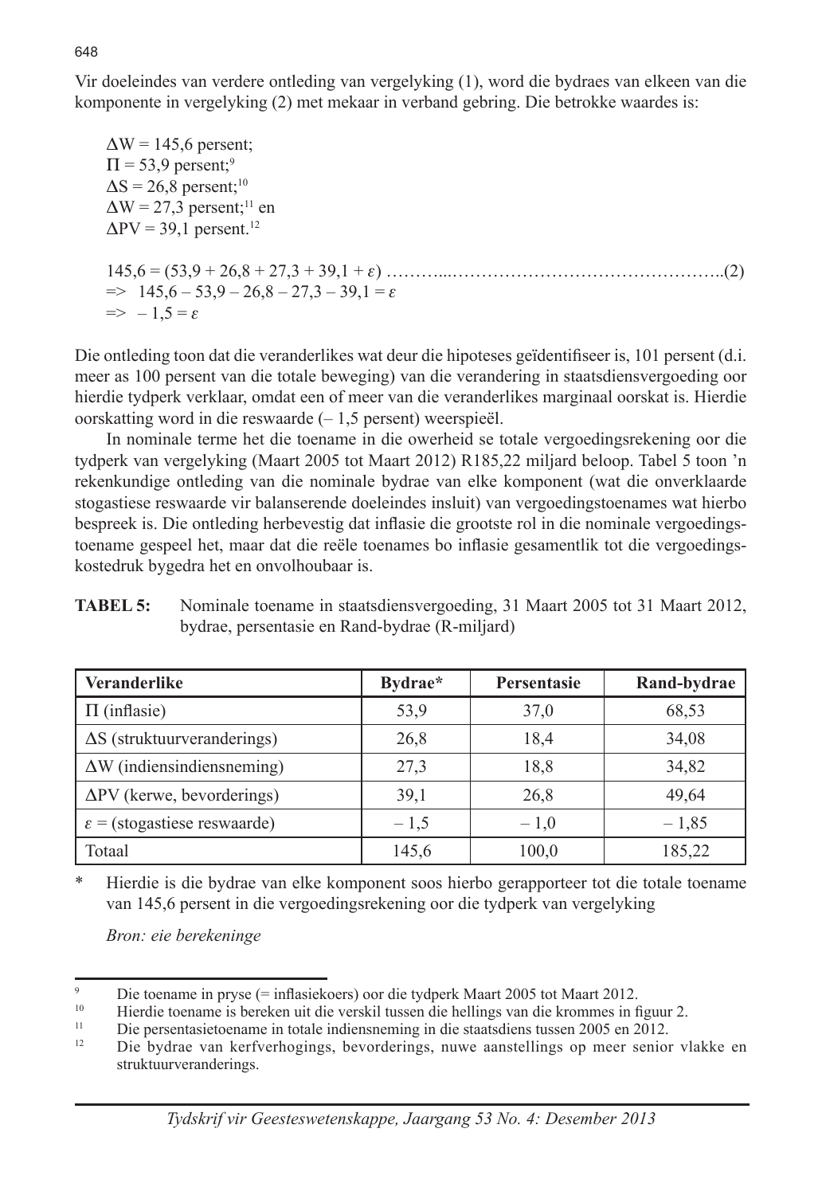Vir doeleindes van verdere ontleding van vergelyking (1), word die bydraes van elkeen van die komponente in vergelyking (2) met mekaar in verband gebring. Die betrokke waardes is:

$\Delta W$ = 145,6 persent;
$\Pi$ = 53,9 persent;[9]
$\Delta S$ = 26,8 persent;[10]
$\Delta W$ = 27,3 persent;[11] en
$\Delta PV$ = 39,1 persent.[12]

$$145{,}6 = (53{,}9 + 26{,}8 + 27{,}3 + 39{,}1 + \varepsilon) \quad \ldots\ldots(2)$$
$$\Rightarrow \; 145{,}6 - 53{,}9 - 26{,}8 - 27{,}3 - 39{,}1 = \varepsilon$$
$$\Rightarrow \; -1{,}5 = \varepsilon$$

Die ontleding toon dat die veranderlikes wat deur die hipoteses geïdentifiseer is, 101 persent (d.i. meer as 100 persent van die totale beweging) van die verandering in staatsdiensvergoeding oor hierdie tydperk verklaar, omdat een of meer van die veranderlikes marginaal oorskat is. Hierdie oorskatting word in die reswaarde (– 1,5 persent) weerspieël.

In nominale terme het die toename in die owerheid se totale vergoedingsrekening oor die tydperk van vergelyking (Maart 2005 tot Maart 2012) R185,22 miljard beloop. Tabel 5 toon 'n rekenkundige ontleding van die nominale bydrae van elke komponent (wat die onverklaarde stogastiese reswaarde vir balanserende doeleindes insluit) van vergoedingstoenames wat hierbo bespreek is. Die ontleding herbevestig dat inflasie die grootste rol in die nominale vergoedingstoename gespeel het, maar dat die reële toenames bo inflasie gesamentlik tot die vergoedingskostedruk bygedra het en onvolhoubaar is.

**TABEL 5:** Nominale toename in staatsdiensvergoeding, 31 Maart 2005 tot 31 Maart 2012, bydrae, persentasie en Rand-bydrae (R-miljard)

| Veranderlike | Bydrae* | Persentasie | Rand-bydrae |
|---|---|---|---|
| $\Pi$ (inflasie) | 53,9 | 37,0 | 68,53 |
| $\Delta S$ (struktuurveranderings) | 26,8 | 18,4 | 34,08 |
| $\Delta W$ (indiensindiensneming) | 27,3 | 18,8 | 34,82 |
| $\Delta PV$ (kerwe, bevorderings) | 39,1 | 26,8 | 49,64 |
| $\varepsilon$ = (stogastiese reswaarde) | – 1,5 | – 1,0 | – 1,85 |
| Totaal | 145,6 | 100,0 | 185,22 |

\* Hierdie is die bydrae van elke komponent soos hierbo gerapporteer tot die totale toename van 145,6 persent in die vergoedingsrekening oor die tydperk van vergelyking

*Bron: eie berekeninge*

[9] Die toename in pryse (= inflasiekoers) oor die tydperk Maart 2005 tot Maart 2012.

[10] Hierdie toename is bereken uit die verskil tussen die hellings van die krommes in figuur 2.

[11] Die persentasietoename in totale indiensneming in die staatsdiens tussen 2005 en 2012.

[12] Die bydrae van kerfverhogings, bevorderings, nuwe aanstellings op meer senior vlakke en struktuurveranderings.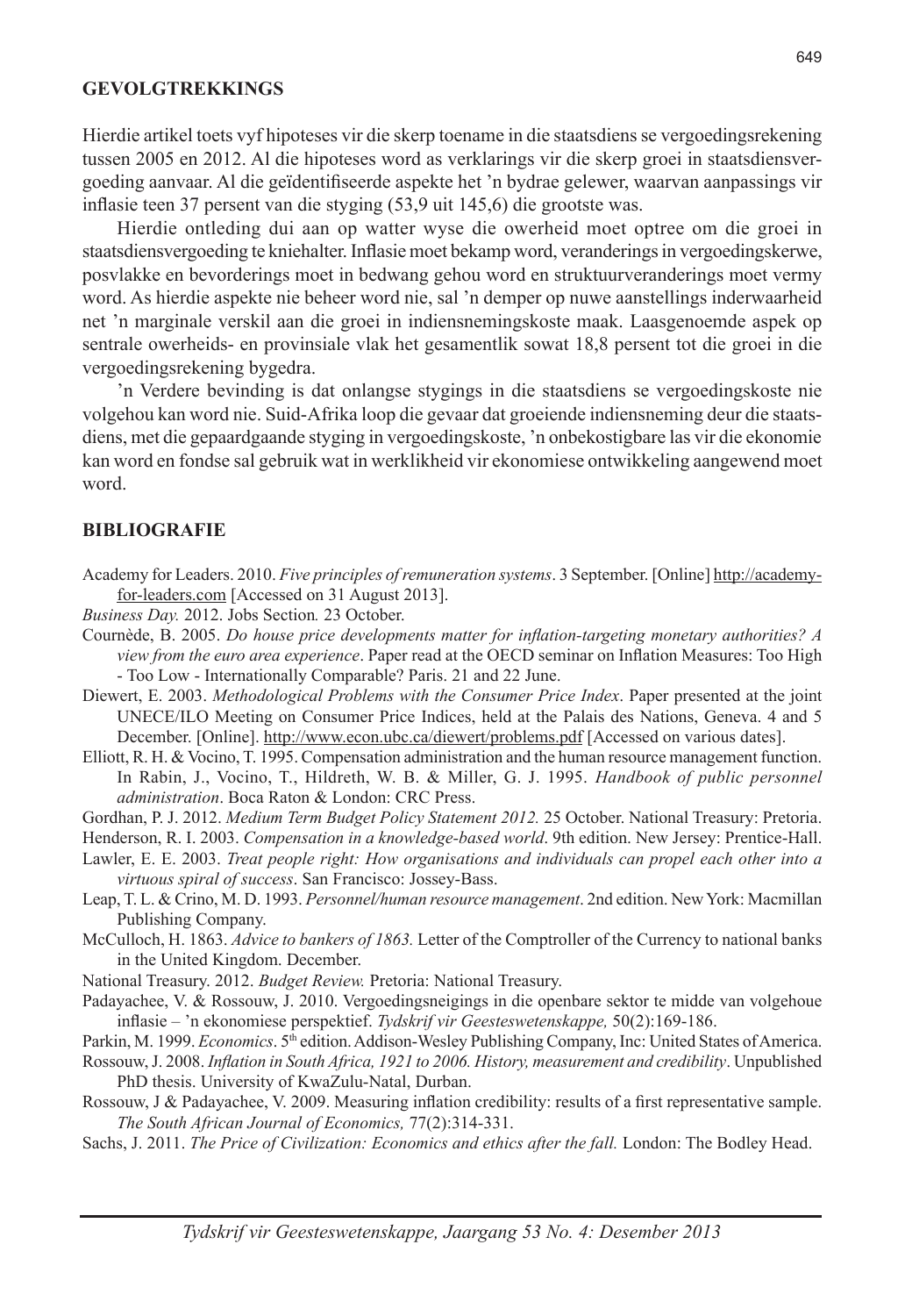## GEVOLGTREKKINGS

Hierdie artikel toets vyf hipoteses vir die skerp toename in die staatsdiens se vergoedingsrekening tussen 2005 en 2012. Al die hipoteses word as verklarings vir die skerp groei in staatsdiensvergoeding aanvaar. Al die geïdentifiseerde aspekte het 'n bydrae gelewer, waarvan aanpassings vir inflasie teen 37 persent van die styging (53,9 uit 145,6) die grootste was.

Hierdie ontleding dui aan op watter wyse die owerheid moet optree om die groei in staatsdiensvergoeding te kniehalter. Inflasie moet bekamp word, veranderings in vergoedingskerwe, posvlakke en bevorderings moet in bedwang gehou word en struktuurveranderings moet vermy word. As hierdie aspekte nie beheer word nie, sal 'n demper op nuwe aanstellings inderwaarheid net 'n marginale verskil aan die groei in indiensnemingskoste maak. Laasgenoemde aspek op sentrale owerheids- en provinsiale vlak het gesamentlik sowat 18,8 persent tot die groei in die vergoedingsrekening bygedra.

'n Verdere bevinding is dat onlangse stygings in die staatsdiens se vergoedingskoste nie volgehou kan word nie. Suid-Afrika loop die gevaar dat groeiende indiensneming deur die staatsdiens, met die gepaardgaande styging in vergoedingskoste, 'n onbekostigbare las vir die ekonomie kan word en fondse sal gebruik wat in werklikheid vir ekonomiese ontwikkeling aangewend moet word.

## BIBLIOGRAFIE

Academy for Leaders. 2010. *Five principles of remuneration systems*. 3 September. [Online] http://academy-for-leaders.com [Accessed on 31 August 2013].

*Business Day.* 2012. Jobs Section*.* 23 October.

Cournède, B. 2005. *Do house price developments matter for inflation-targeting monetary authorities? A view from the euro area experience*. Paper read at the OECD seminar on Inflation Measures: Too High - Too Low - Internationally Comparable? Paris. 21 and 22 June.

Diewert, E. 2003. *Methodological Problems with the Consumer Price Index*. Paper presented at the joint UNECE/ILO Meeting on Consumer Price Indices, held at the Palais des Nations, Geneva. 4 and 5 December. [Online]. http://www.econ.ubc.ca/diewert/problems.pdf [Accessed on various dates].

Elliott, R. H. & Vocino, T. 1995. Compensation administration and the human resource management function. In Rabin, J., Vocino, T., Hildreth, W. B. & Miller, G. J. 1995. *Handbook of public personnel administration*. Boca Raton & London: CRC Press.

Gordhan, P. J. 2012. *Medium Term Budget Policy Statement 2012.* 25 October. National Treasury: Pretoria.

Henderson, R. I. 2003. *Compensation in a knowledge-based world*. 9th edition. New Jersey: Prentice-Hall.

Lawler, E. E. 2003. *Treat people right: How organisations and individuals can propel each other into a virtuous spiral of success*. San Francisco: Jossey-Bass.

Leap, T. L. & Crino, M. D. 1993. *Personnel/human resource management*. 2nd edition. New York: Macmillan Publishing Company.

McCulloch, H. 1863. *Advice to bankers of 1863.* Letter of the Comptroller of the Currency to national banks in the United Kingdom. December.

National Treasury. 2012. *Budget Review.* Pretoria: National Treasury.

Padayachee, V. & Rossouw, J. 2010. Vergoedingsneigings in die openbare sektor te midde van volgehoue inflasie – 'n ekonomiese perspektief. *Tydskrif vir Geesteswetenskappe,* 50(2):169-186.

Parkin, M. 1999. *Economics*. 5th edition. Addison-Wesley Publishing Company, Inc: United States of America.

Rossouw, J. 2008. *Inflation in South Africa, 1921 to 2006. History, measurement and credibility*. Unpublished PhD thesis. University of KwaZulu-Natal, Durban.

Rossouw, J & Padayachee, V. 2009. Measuring inflation credibility: results of a first representative sample. *The South African Journal of Economics,* 77(2):314-331.

Sachs, J. 2011. *The Price of Civilization: Economics and ethics after the fall.* London: The Bodley Head.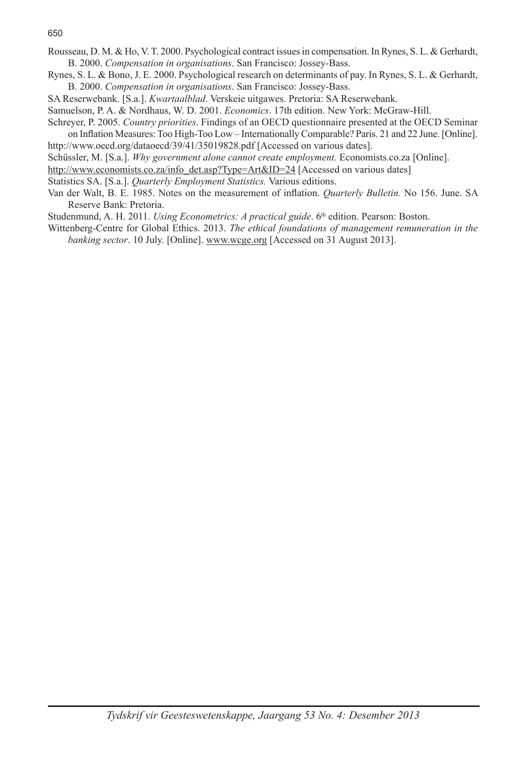Rousseau, D. M. & Ho, V. T. 2000. Psychological contract issues in compensation. In Rynes, S. L. & Gerhardt, B. 2000. *Compensation in organisations*. San Francisco: Jossey-Bass.

Rynes, S. L. & Bono, J. E. 2000. Psychological research on determinants of pay. In Rynes, S. L. & Gerhardt, B. 2000. *Compensation in organisations*. San Francisco: Jossey-Bass.

SA Reserwebank. [S.a.]. *Kwartaalblad*. Verskeie uitgawes. Pretoria: SA Reserwebank.

Samuelson, P. A. & Nordhaus, W. D. 2001. *Economics*. 17th edition. New York: McGraw-Hill.

Schreyer, P. 2005. *Country priorities*. Findings of an OECD questionnaire presented at the OECD Seminar on Inflation Measures: Too High-Too Low – Internationally Comparable? Paris. 21 and 22 June. [Online]. http://www.oecd.org/dataoecd/39/41/35019828.pdf [Accessed on various dates].

Schüssler, M. [S.a.]. *Why government alone cannot create employment.* Economists.co.za [Online]. http://www.economists.co.za/info_det.asp?Type=Art&ID=24 [Accessed on various dates]

Statistics SA. [S.a.]. *Quarterly Employment Statistics.* Various editions.

Van der Walt, B. E. 1985. Notes on the measurement of inflation. *Quarterly Bulletin.* No 156. June. SA Reserve Bank: Pretoria.

Studenmund, A. H. 2011. *Using Econometrics: A practical guide*. 6th edition. Pearson: Boston.

Wittenberg-Centre for Global Ethics. 2013. *The ethical foundations of management remuneration in the banking sector*. 10 July. [Online]. www.wcge.org [Accessed on 31 August 2013].